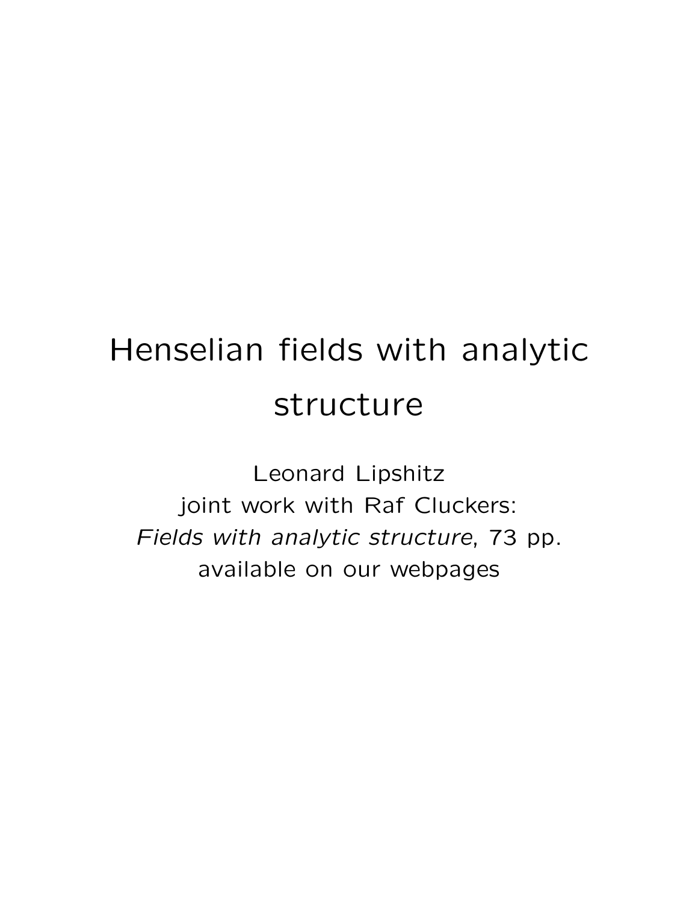# Henselian fields with analytic structure

Leonard Lipshitz
joint work with Raf Cluckers:
*Fields with analytic structure*, 73 pp.
available on our webpages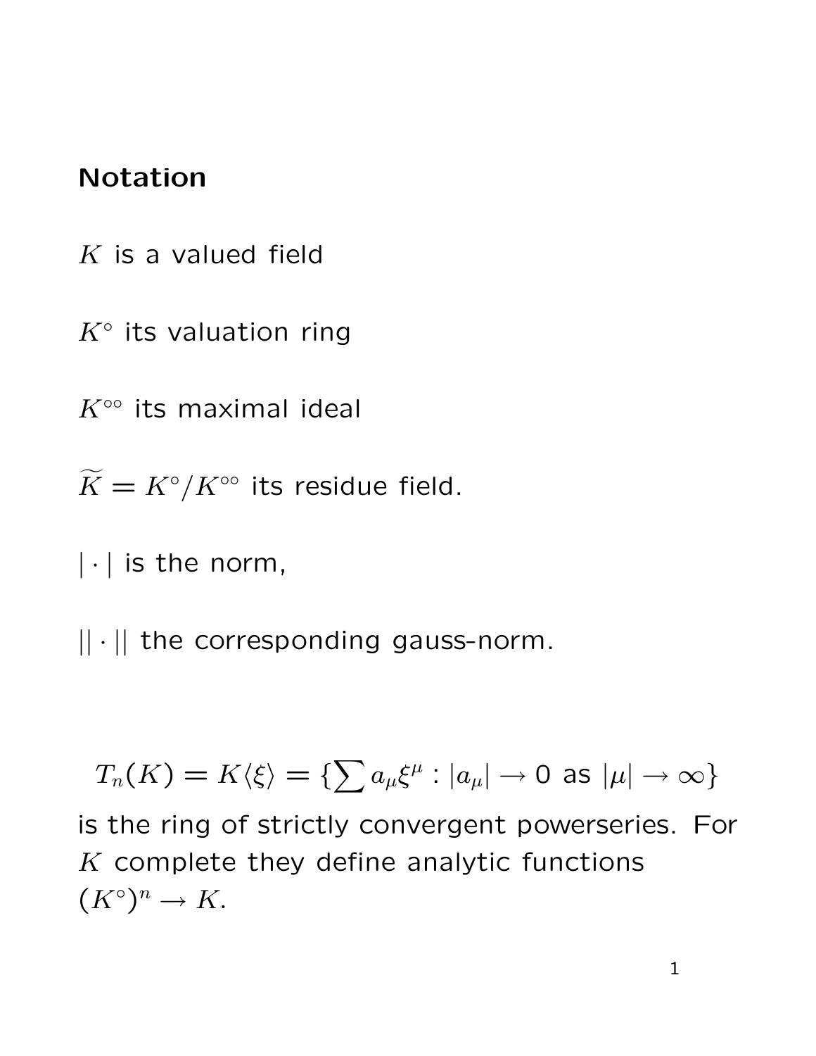## Notation

$K$ is a valued field

$K^\circ$ its valuation ring

$K^{\circ\circ}$ its maximal ideal

$\widetilde{K} = K^\circ / K^{\circ\circ}$ its residue field.

$|\cdot|$ is the norm,

$||\cdot||$ the corresponding gauss-norm.

$$T_n(K) = K\langle\xi\rangle = \{\sum a_\mu \xi^\mu : |a_\mu| \to 0 \text{ as } |\mu| \to \infty\}$$

is the ring of strictly convergent powerseries. For $K$ complete they define analytic functions $(K^\circ)^n \to K$.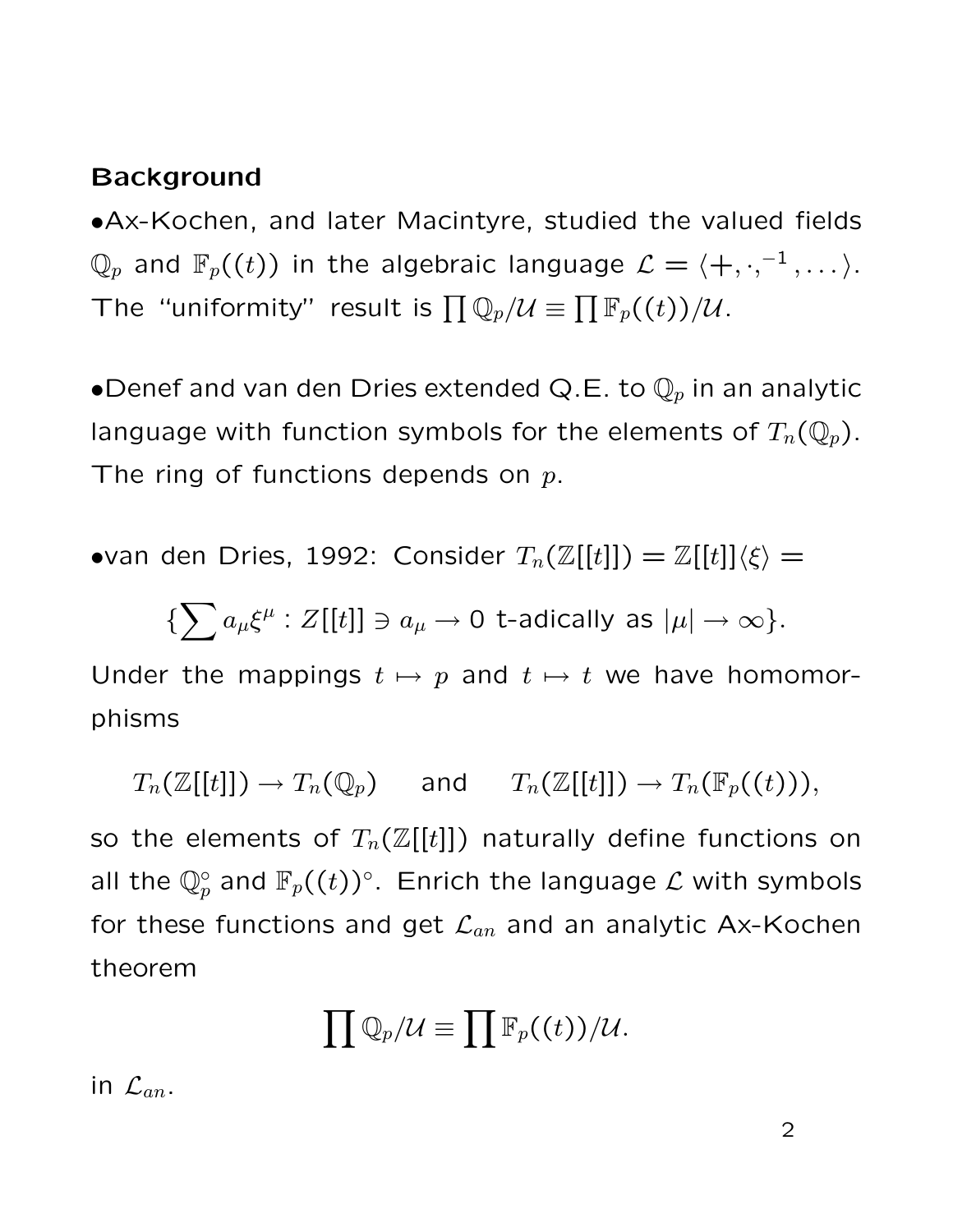**Background**

- Ax-Kochen, and later Macintyre, studied the valued fields $\mathbb{Q}_p$ and $\mathbb{F}_p((t))$ in the algebraic language $\mathcal{L} = \langle +, \cdot, ^{-1}, \dots \rangle$. The "uniformity" result is $\prod \mathbb{Q}_p/\mathcal{U} \equiv \prod \mathbb{F}_p((t))/\mathcal{U}$.

- Denef and van den Dries extended Q.E. to $\mathbb{Q}_p$ in an analytic language with function symbols for the elements of $T_n(\mathbb{Q}_p)$. The ring of functions depends on $p$.

- van den Dries, 1992: Consider $T_n(\mathbb{Z}[[t]]) = \mathbb{Z}[[t]]\langle \xi \rangle =$

$$\{\sum a_\mu \xi^\mu : Z[[t]] \ni a_\mu \to 0 \text{ t-adically as } |\mu| \to \infty\}.$$

Under the mappings $t \mapsto p$ and $t \mapsto t$ we have homomorphisms

$$T_n(\mathbb{Z}[[t]]) \to T_n(\mathbb{Q}_p) \quad \text{ and } \quad T_n(\mathbb{Z}[[t]]) \to T_n(\mathbb{F}_p((t))),$$

so the elements of $T_n(\mathbb{Z}[[t]])$ naturally define functions on all the $\mathbb{Q}_p^\circ$ and $\mathbb{F}_p((t))^\circ$. Enrich the language $\mathcal{L}$ with symbols for these functions and get $\mathcal{L}_{an}$ and an analytic Ax-Kochen theorem

$$\prod \mathbb{Q}_p/\mathcal{U} \equiv \prod \mathbb{F}_p((t))/\mathcal{U}.$$

in $\mathcal{L}_{an}$.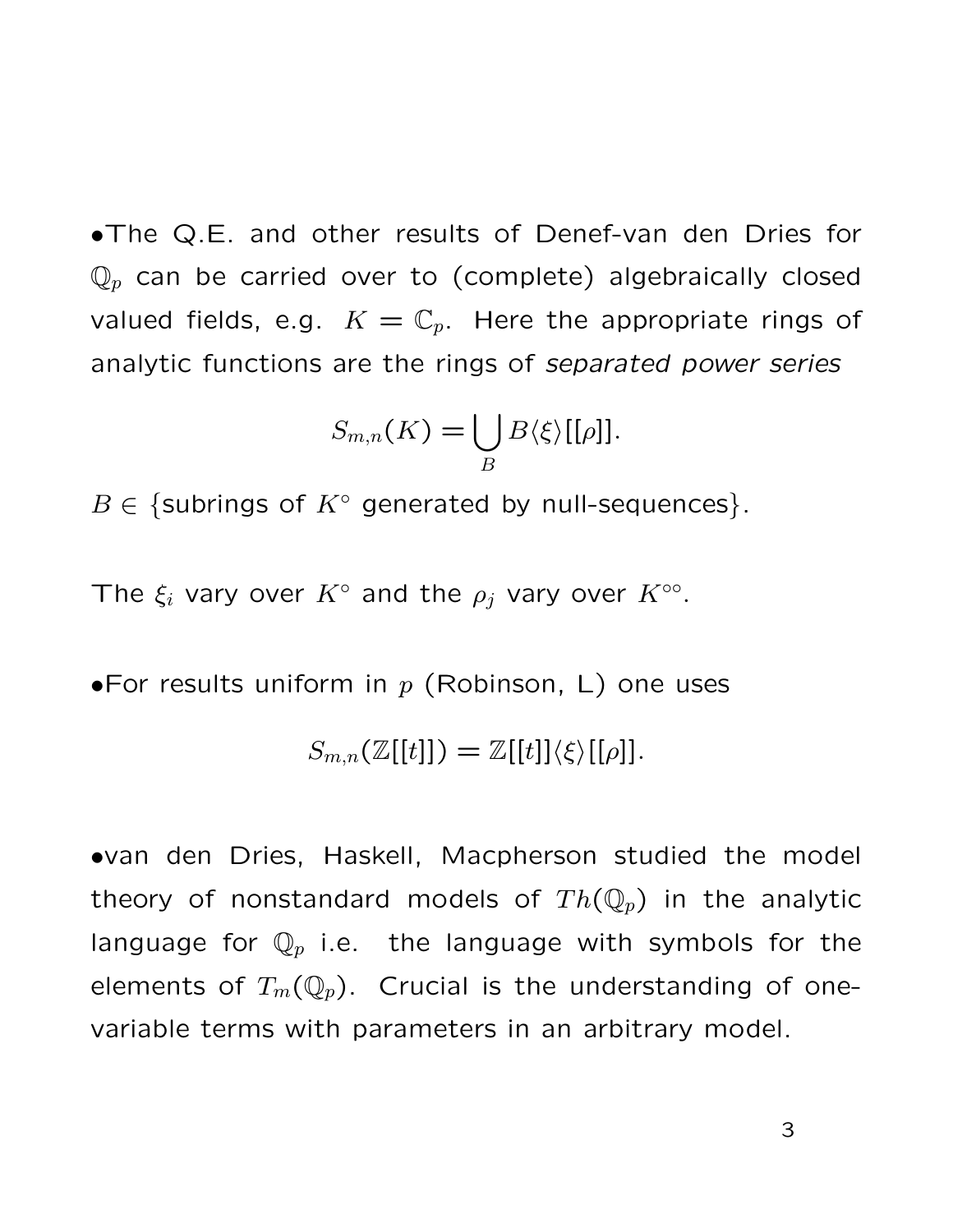- The Q.E. and other results of Denef-van den Dries for $\mathbb{Q}_p$ can be carried over to (complete) algebraically closed valued fields, e.g. $K = \mathbb{C}_p$. Here the appropriate rings of analytic functions are the rings of *separated power series*

$$S_{m,n}(K) = \bigcup_B B\langle\xi\rangle[[\rho]].$$

$B \in \{\text{subrings of } K^\circ \text{ generated by null-sequences}\}$.

The $\xi_i$ vary over $K^\circ$ and the $\rho_j$ vary over $K^{\circ\circ}$.

- For results uniform in $p$ (Robinson, L) one uses

$$S_{m,n}(\mathbb{Z}[[t]]) = \mathbb{Z}[[t]]\langle\xi\rangle[[\rho]].$$

- van den Dries, Haskell, Macpherson studied the model theory of nonstandard models of $Th(\mathbb{Q}_p)$ in the analytic language for $\mathbb{Q}_p$ i.e. the language with symbols for the elements of $T_m(\mathbb{Q}_p)$. Crucial is the understanding of one-variable terms with parameters in an arbitrary model.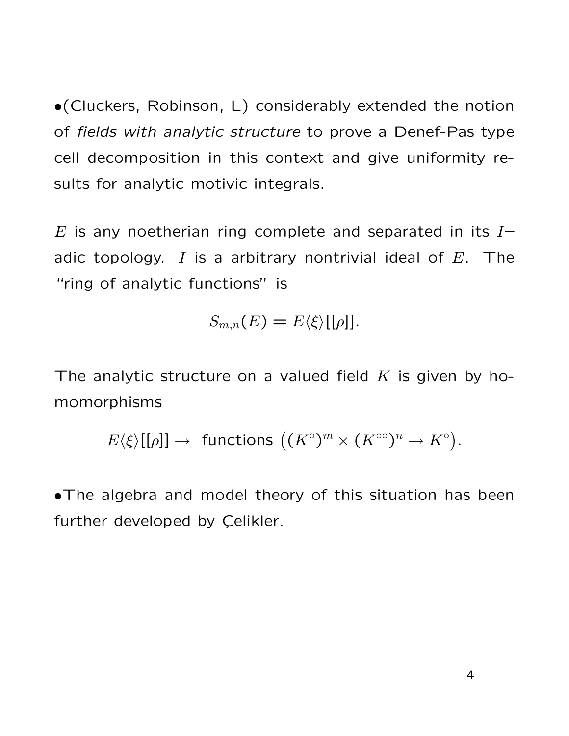•(Cluckers, Robinson, L) considerably extended the notion of *fields with analytic structure* to prove a Denef-Pas type cell decomposition in this context and give uniformity results for analytic motivic integrals.

$E$ is any noetherian ring complete and separated in its $I-$adic topology. $I$ is a arbitrary nontrivial ideal of $E$. The "ring of analytic functions" is

$$S_{m,n}(E) = E\langle\xi\rangle[[\rho]].$$

The analytic structure on a valued field $K$ is given by homomorphisms

$$E\langle\xi\rangle[[\rho]] \to \text{ functions } \big((K^\circ)^m \times (K^{\circ\circ})^n \to K^\circ\big).$$

•The algebra and model theory of this situation has been further developed by Çelikler.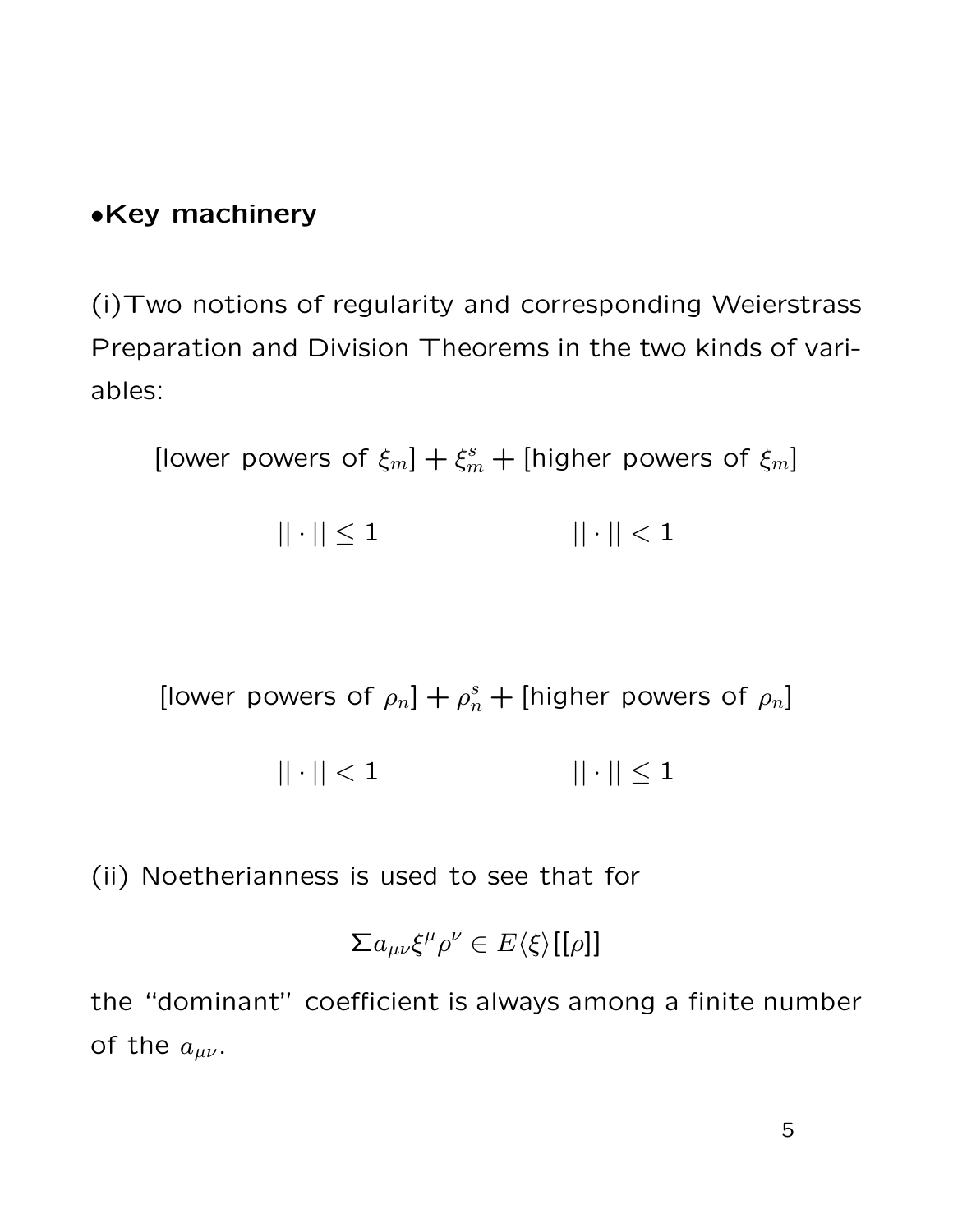**•Key machinery**

(i)Two notions of regularity and corresponding Weierstrass Preparation and Division Theorems in the two kinds of variables:

$$[\text{lower powers of } \xi_m] + \xi_m^s + [\text{higher powers of } \xi_m]$$

$$||\cdot|| \leq 1 \qquad\qquad\qquad ||\cdot|| < 1$$

$$[\text{lower powers of } \rho_n] + \rho_n^s + [\text{higher powers of } \rho_n]$$

$$||\cdot|| < 1 \qquad\qquad\qquad ||\cdot|| \leq 1$$

(ii) Noetherianness is used to see that for

$$\Sigma a_{\mu\nu}\xi^\mu \rho^\nu \in E\langle\xi\rangle[[\rho]]$$

the "dominant" coefficient is always among a finite number of the $a_{\mu\nu}$.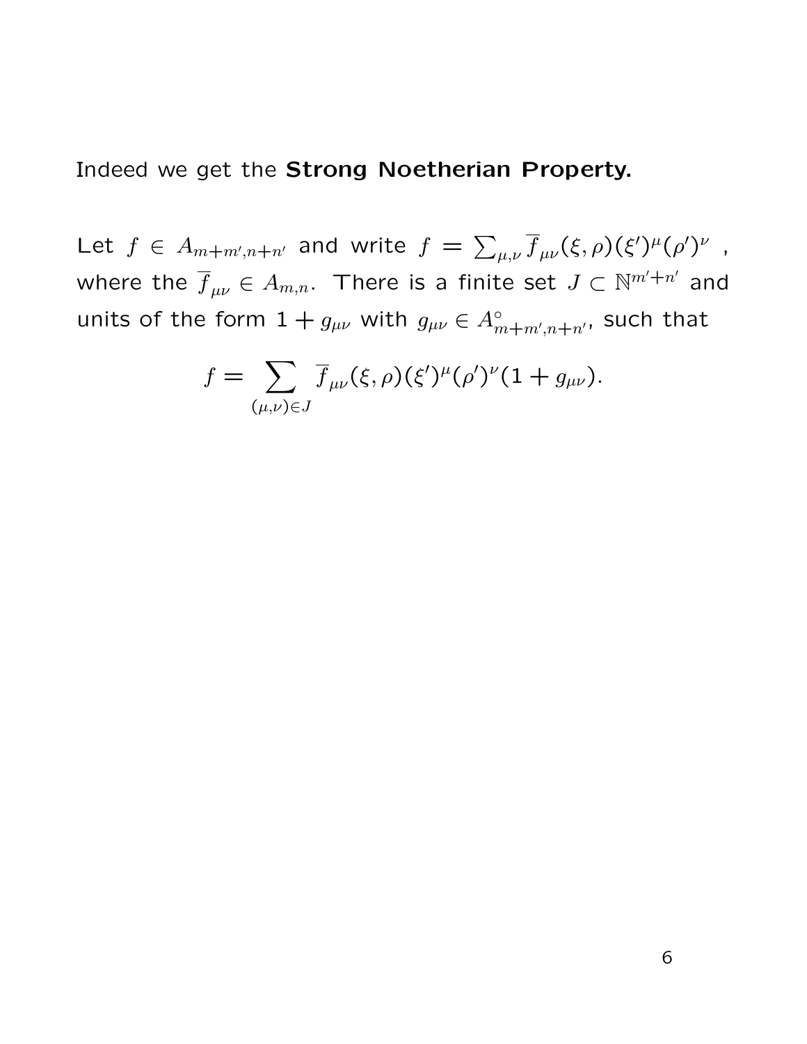Indeed we get the **Strong Noetherian Property.**

Let $f \in A_{m+m',n+n'}$ and write $f = \sum_{\mu,\nu} \overline{f}_{\mu\nu}(\xi,\rho)(\xi')^{\mu}(\rho')^{\nu}$ , where the $\overline{f}_{\mu\nu} \in A_{m,n}$. There is a finite set $J \subset \mathbb{N}^{m'+n'}$ and units of the form $1 + g_{\mu\nu}$ with $g_{\mu\nu} \in A^{\circ}_{m+m',n+n'}$, such that

$$f = \sum_{(\mu,\nu)\in J} \overline{f}_{\mu\nu}(\xi,\rho)(\xi')^{\mu}(\rho')^{\nu}(1 + g_{\mu\nu}).$$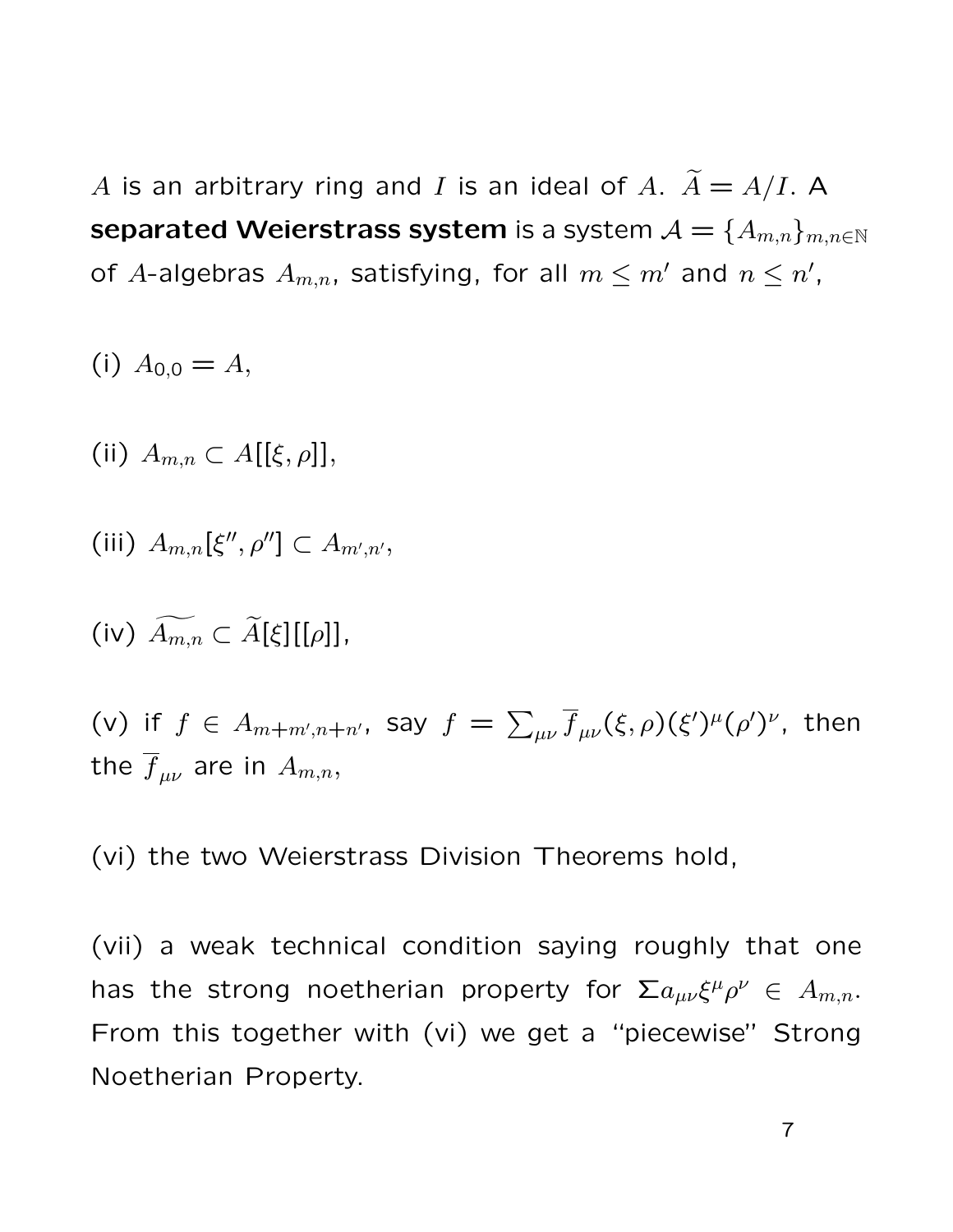$A$ is an arbitrary ring and $I$ is an ideal of $A$. $\widetilde{A} = A/I$. A **separated Weierstrass system** is a system $\mathcal{A} = \{A_{m,n}\}_{m,n\in\mathbb{N}}$ of $A$-algebras $A_{m,n}$, satisfying, for all $m \leq m'$ and $n \leq n'$,

(i) $A_{0,0} = A$,

(ii) $A_{m,n} \subset A[[\xi, \rho]]$,

(iii) $A_{m,n}[\xi'', \rho''] \subset A_{m',n'}$,

(iv) $\widetilde{A_{m,n}} \subset \widetilde{A}[\xi][[\rho]]$,

(v) if $f \in A_{m+m',n+n'}$, say $f = \sum_{\mu\nu} \overline{f}_{\mu\nu}(\xi, \rho)(\xi')^{\mu}(\rho')^{\nu}$, then the $\overline{f}_{\mu\nu}$ are in $A_{m,n}$,

(vi) the two Weierstrass Division Theorems hold,

(vii) a weak technical condition saying roughly that one has the strong noetherian property for $\Sigma a_{\mu\nu}\xi^{\mu}\rho^{\nu} \in A_{m,n}$. From this together with (vi) we get a "piecewise" Strong Noetherian Property.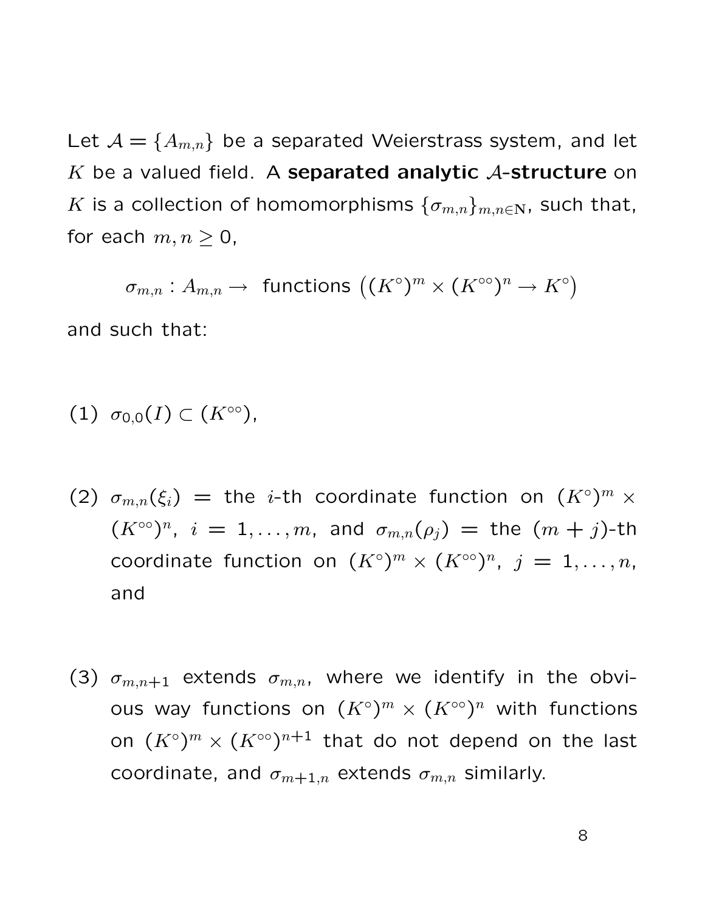Let $\mathcal{A} = \{A_{m,n}\}$ be a separated Weierstrass system, and let $K$ be a valued field. A **separated analytic $\mathcal{A}$-structure** on $K$ is a collection of homomorphisms $\{\sigma_{m,n}\}_{m,n\in\mathbf{N}}$, such that, for each $m, n \geq 0$,

$$\sigma_{m,n} : A_{m,n} \to \text{ functions } \big((K^\circ)^m \times (K^{\circ\circ})^n \to K^\circ\big)$$

and such that:

(1) $\sigma_{0,0}(I) \subset (K^{\circ\circ})$,

(2) $\sigma_{m,n}(\xi_i)$ = the $i$-th coordinate function on $(K^\circ)^m \times (K^{\circ\circ})^n$, $i = 1, \ldots, m$, and $\sigma_{m,n}(\rho_j)$ = the $(m+j)$-th coordinate function on $(K^\circ)^m \times (K^{\circ\circ})^n$, $j = 1, \ldots, n$, and

(3) $\sigma_{m,n+1}$ extends $\sigma_{m,n}$, where we identify in the obvious way functions on $(K^\circ)^m \times (K^{\circ\circ})^n$ with functions on $(K^\circ)^m \times (K^{\circ\circ})^{n+1}$ that do not depend on the last coordinate, and $\sigma_{m+1,n}$ extends $\sigma_{m,n}$ similarly.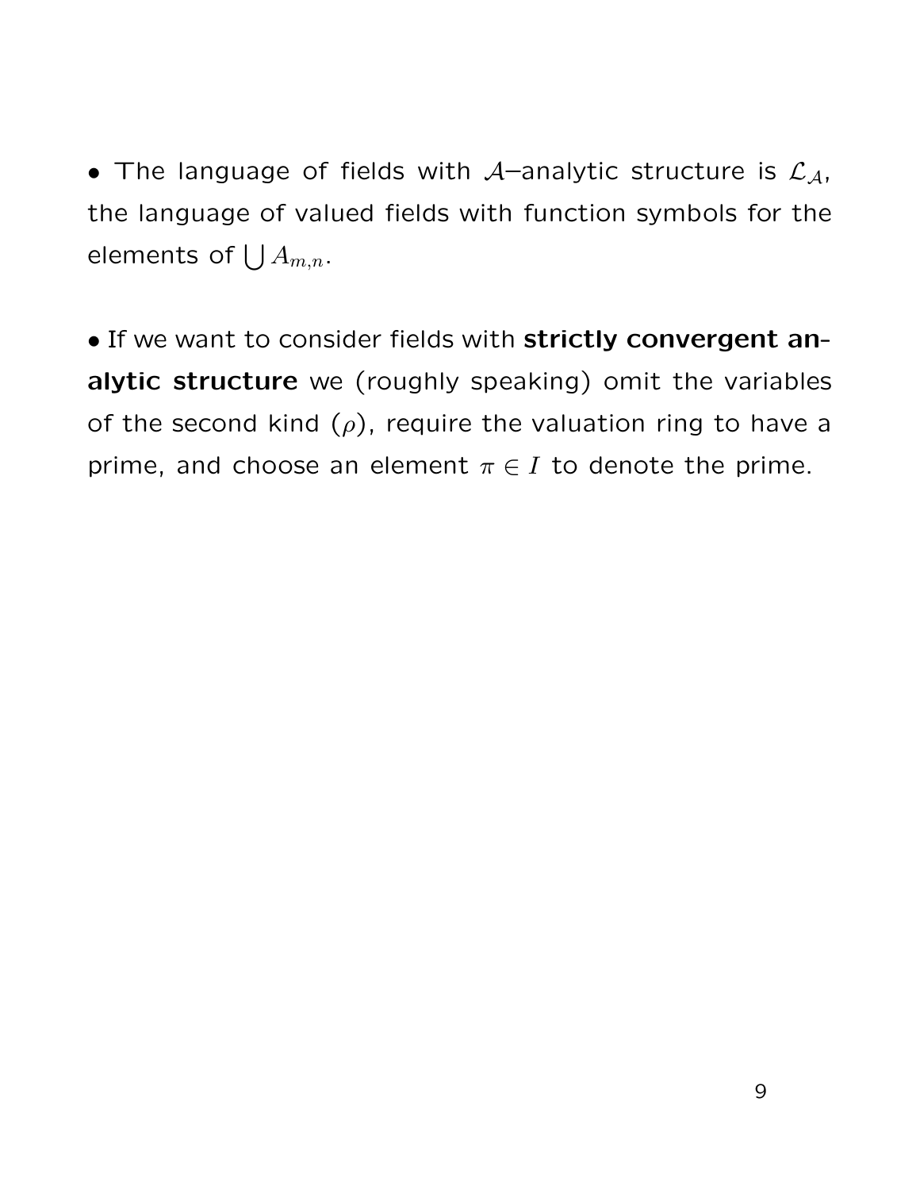- The language of fields with $\mathcal{A}$–analytic structure is $\mathcal{L}_{\mathcal{A}}$, the language of valued fields with function symbols for the elements of $\bigcup A_{m,n}$.

- If we want to consider fields with **strictly convergent analytic structure** we (roughly speaking) omit the variables of the second kind ($\rho$), require the valuation ring to have a prime, and choose an element $\pi \in I$ to denote the prime.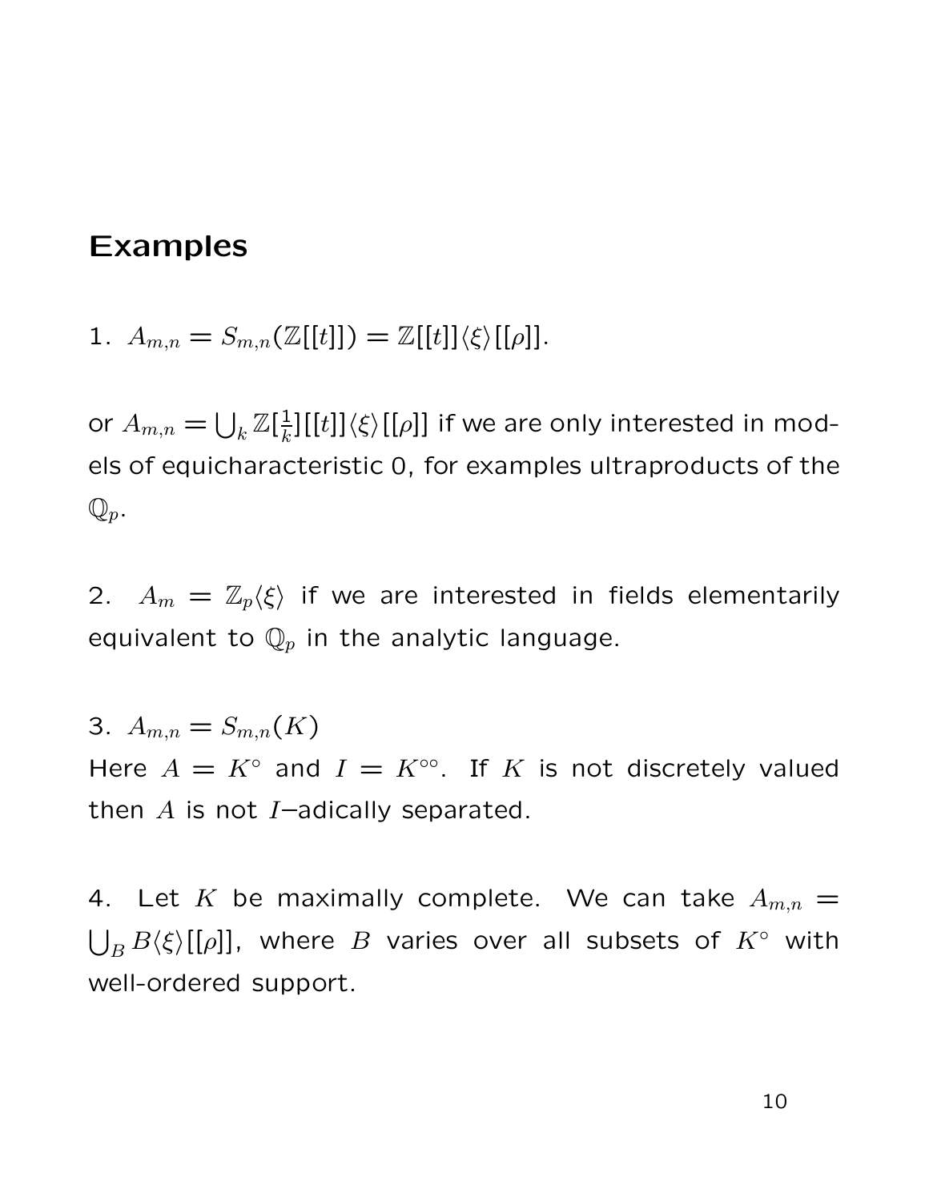## Examples

1. $A_{m,n} = S_{m,n}(\mathbb{Z}[[t]]) = \mathbb{Z}[[t]]\langle\xi\rangle[[\rho]]$.

or $A_{m,n} = \bigcup_k \mathbb{Z}[\frac{1}{k}][[t]]\langle\xi\rangle[[\rho]]$ if we are only interested in models of equicharacteristic 0, for examples ultraproducts of the $\mathbb{Q}_p$.

2. $A_m = \mathbb{Z}_p\langle\xi\rangle$ if we are interested in fields elementarily equivalent to $\mathbb{Q}_p$ in the analytic language.

3. $A_{m,n} = S_{m,n}(K)$
Here $A = K^\circ$ and $I = K^{\circ\circ}$. If $K$ is not discretely valued then $A$ is not $I$–adically separated.

4. Let $K$ be maximally complete. We can take $A_{m,n} = \bigcup_B B\langle\xi\rangle[[\rho]]$, where $B$ varies over all subsets of $K^\circ$ with well-ordered support.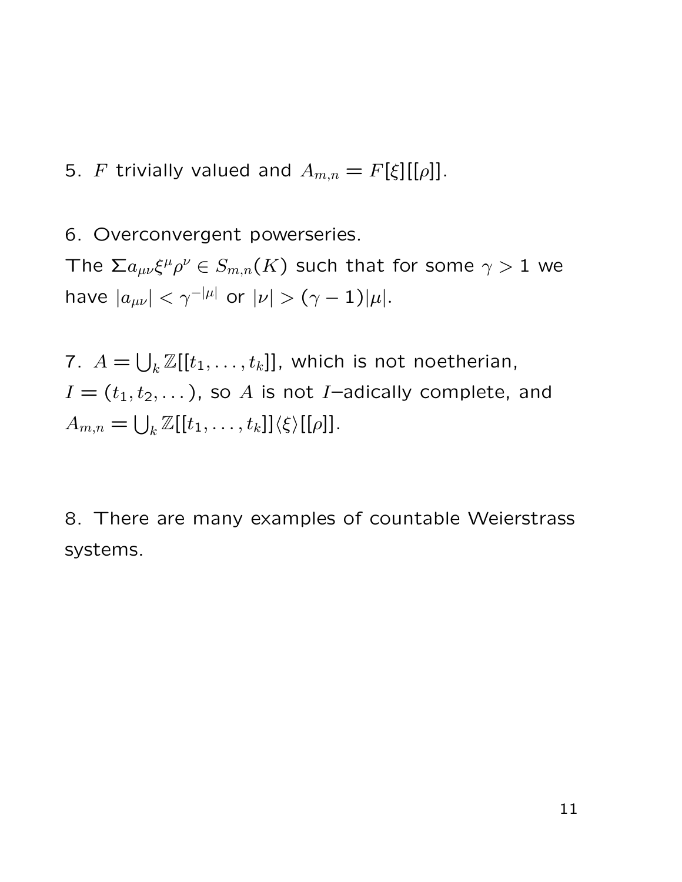5. $F$ trivially valued and $A_{m,n} = F[\xi][[\rho]]$.

6. Overconvergent powerseries.
The $\Sigma a_{\mu\nu}\xi^\mu\rho^\nu \in S_{m,n}(K)$ such that for some $\gamma > 1$ we have $|a_{\mu\nu}| < \gamma^{-|\mu|}$ or $|\nu| > (\gamma - 1)|\mu|$.

7. $A = \bigcup_k \mathbb{Z}[[t_1, \dots, t_k]]$, which is not noetherian, $I = (t_1, t_2, \dots)$, so $A$ is not $I$–adically complete, and $A_{m,n} = \bigcup_k \mathbb{Z}[[t_1, \dots, t_k]]\langle\xi\rangle[[\rho]]$.

8. There are many examples of countable Weierstrass systems.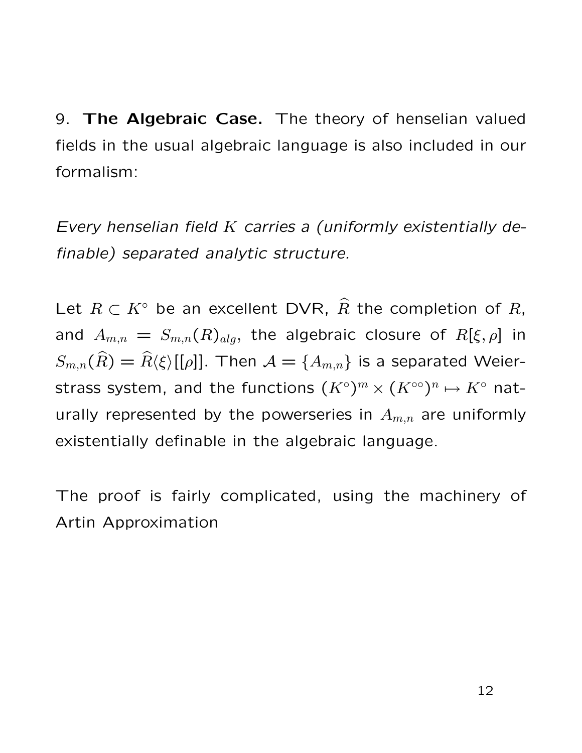9. **The Algebraic Case.** The theory of henselian valued fields in the usual algebraic language is also included in our formalism:

*Every henselian field $K$ carries a (uniformly existentially definable) separated analytic structure.*

Let $R \subset K^\circ$ be an excellent DVR, $\widehat{R}$ the completion of $R$, and $A_{m,n} = S_{m,n}(R)_{alg}$, the algebraic closure of $R[\xi, \rho]$ in $S_{m,n}(\widehat{R}) = \widehat{R}\langle\xi\rangle[[\rho]]$. Then $\mathcal{A} = \{A_{m,n}\}$ is a separated Weierstrass system, and the functions $(K^\circ)^m \times (K^{\circ\circ})^n \mapsto K^\circ$ naturally represented by the powerseries in $A_{m,n}$ are uniformly existentially definable in the algebraic language.

The proof is fairly complicated, using the machinery of Artin Approximation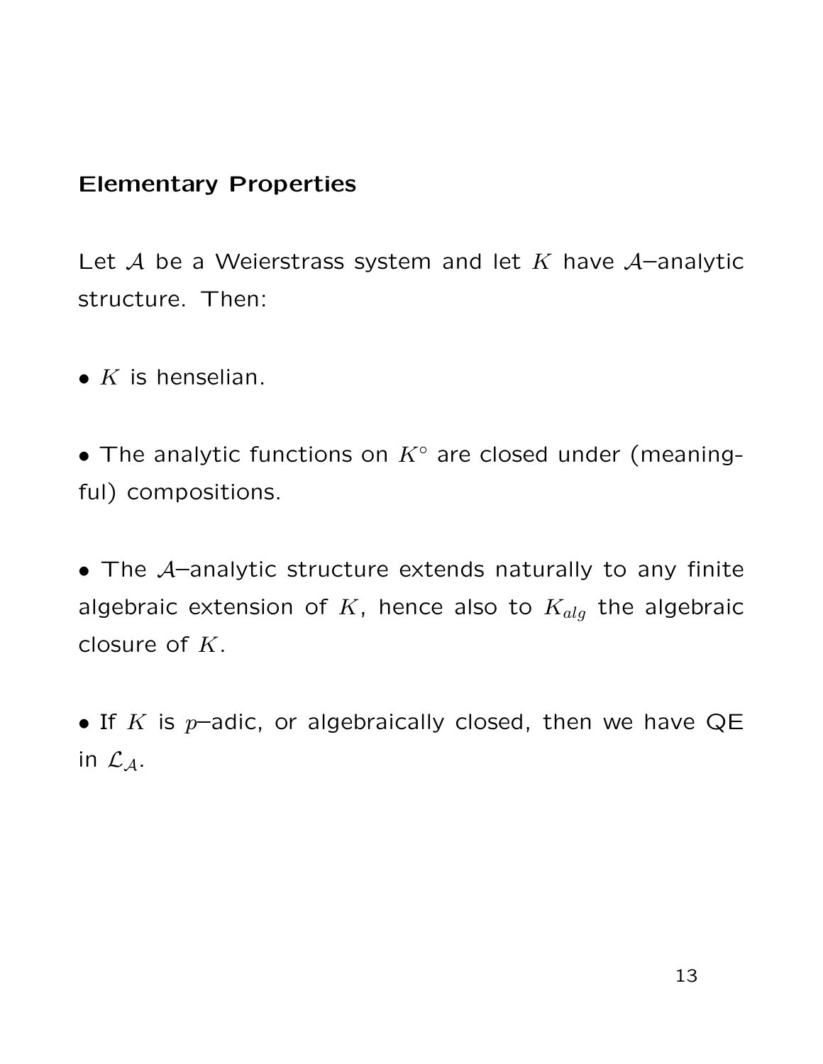**Elementary Properties**

Let $\mathcal{A}$ be a Weierstrass system and let $K$ have $\mathcal{A}$–analytic structure. Then:

- $K$ is henselian.

- The analytic functions on $K^\circ$ are closed under (meaningful) compositions.

- The $\mathcal{A}$–analytic structure extends naturally to any finite algebraic extension of $K$, hence also to $K_{alg}$ the algebraic closure of $K$.

- If $K$ is $p$–adic, or algebraically closed, then we have QE in $\mathcal{L}_{\mathcal{A}}$.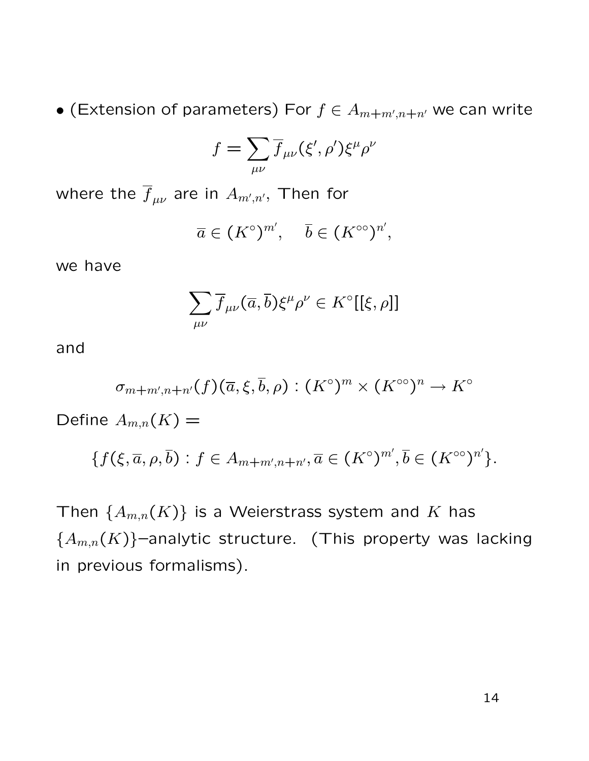• (Extension of parameters) For $f \in A_{m+m',n+n'}$ we can write

$$f = \sum_{\mu\nu} \overline{f}_{\mu\nu}(\xi', \rho')\xi^{\mu}\rho^{\nu}$$

where the $\overline{f}_{\mu\nu}$ are in $A_{m',n'}$, Then for

$$\overline{a} \in (K^{\circ})^{m'}, \quad \overline{b} \in (K^{\circ\circ})^{n'},$$

we have

$$\sum_{\mu\nu} \overline{f}_{\mu\nu}(\overline{a}, \overline{b})\xi^{\mu}\rho^{\nu} \in K^{\circ}[[\xi, \rho]]$$

and

$$\sigma_{m+m',n+n'}(f)(\overline{a}, \xi, \overline{b}, \rho) : (K^{\circ})^{m} \times (K^{\circ\circ})^{n} \to K^{\circ}$$

Define $A_{m,n}(K) =$

$$\{f(\xi, \overline{a}, \rho, \overline{b}) : f \in A_{m+m',n+n'}, \overline{a} \in (K^{\circ})^{m'}, \overline{b} \in (K^{\circ\circ})^{n'}\}.$$

Then $\{A_{m,n}(K)\}$ is a Weierstrass system and $K$ has $\{A_{m,n}(K)\}$–analytic structure. (This property was lacking in previous formalisms).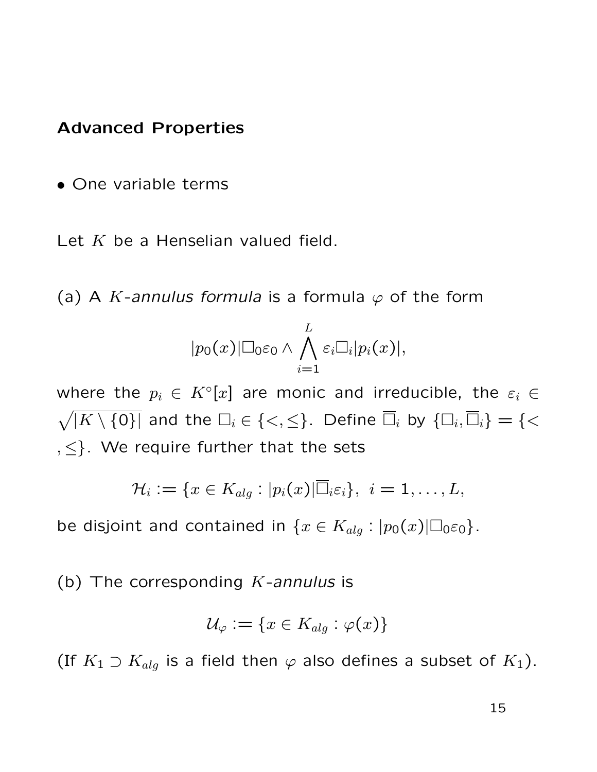**Advanced Properties**

- One variable terms

Let $K$ be a Henselian valued field.

(a) A $K$-*annulus formula* is a formula $\varphi$ of the form

$$|p_0(x)|\Box_0\varepsilon_0 \wedge \bigwedge_{i=1}^{L} \varepsilon_i\Box_i|p_i(x)|,$$

where the $p_i \in K^\circ[x]$ are monic and irreducible, the $\varepsilon_i \in \sqrt{|K \setminus \{0\}|}$ and the $\Box_i \in \{<, \leq\}$. Define $\overline{\Box}_i$ by $\{\Box_i, \overline{\Box}_i\} = \{<, \leq\}$. We require further that the sets

$$\mathcal{H}_i := \{x \in K_{alg} : |p_i(x)|\overline{\Box}_i\varepsilon_i\},\ i = 1, \ldots, L,$$

be disjoint and contained in $\{x \in K_{alg} : |p_0(x)|\Box_0\varepsilon_0\}$.

(b) The corresponding $K$-*annulus* is

$$\mathcal{U}_\varphi := \{x \in K_{alg} : \varphi(x)\}$$

(If $K_1 \supset K_{alg}$ is a field then $\varphi$ also defines a subset of $K_1$).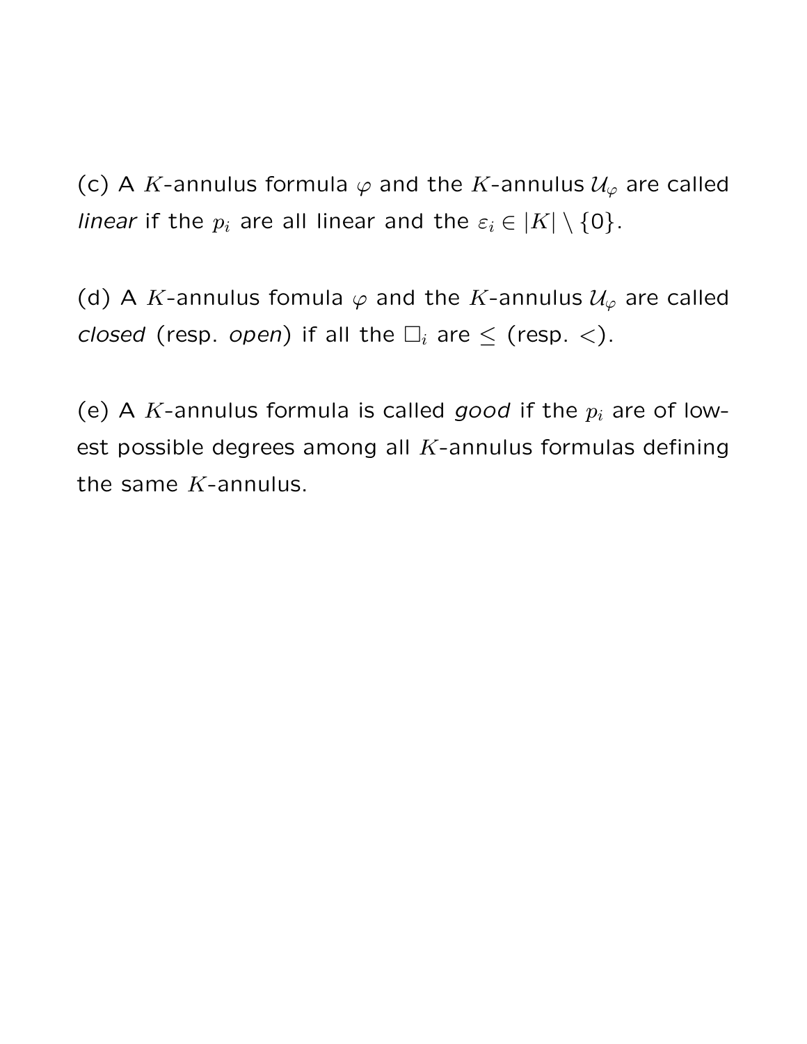(c) A $K$-annulus formula $\varphi$ and the $K$-annulus $\mathcal{U}_\varphi$ are called *linear* if the $p_i$ are all linear and the $\varepsilon_i \in |K| \setminus \{0\}$.

(d) A $K$-annulus fomula $\varphi$ and the $K$-annulus $\mathcal{U}_\varphi$ are called *closed* (resp. *open*) if all the $\Box_i$ are $\leq$ (resp. $<$).

(e) A $K$-annulus formula is called *good* if the $p_i$ are of lowest possible degrees among all $K$-annulus formulas defining the same $K$-annulus.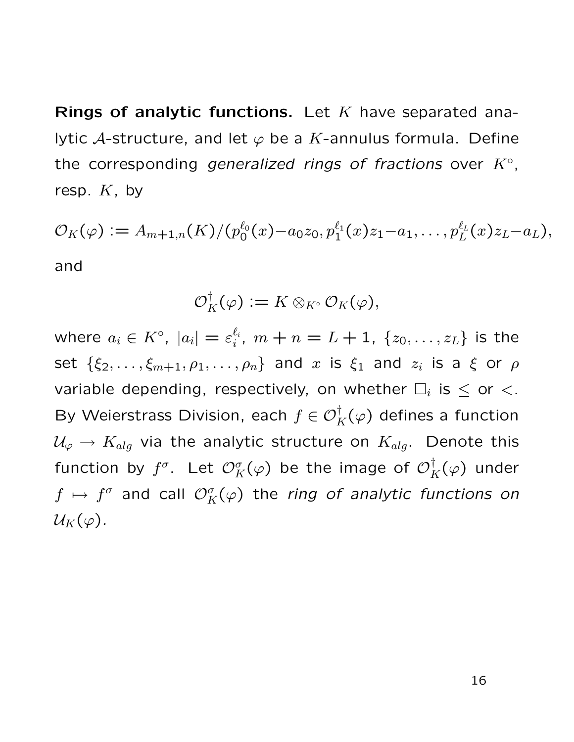**Rings of analytic functions.** Let $K$ have separated analytic $\mathcal{A}$-structure, and let $\varphi$ be a $K$-annulus formula. Define the corresponding *generalized rings of fractions* over $K^\circ$, resp. $K$, by

$$\mathcal{O}_K(\varphi) := A_{m+1,n}(K)/(p_0^{\ell_0}(x) - a_0 z_0, p_1^{\ell_1}(x) z_1 - a_1, \ldots, p_L^{\ell_L}(x) z_L - a_L),$$

and

$$\mathcal{O}_K^\dagger(\varphi) := K \otimes_{K^\circ} \mathcal{O}_K(\varphi),$$

where $a_i \in K^\circ$, $|a_i| = \varepsilon_i^{\ell_i}$, $m + n = L + 1$, $\{z_0, \ldots, z_L\}$ is the set $\{\xi_2, \ldots, \xi_{m+1}, \rho_1, \ldots, \rho_n\}$ and $x$ is $\xi_1$ and $z_i$ is a $\xi$ or $\rho$ variable depending, respectively, on whether $\square_i$ is $\leq$ or $<$. By Weierstrass Division, each $f \in \mathcal{O}_K^\dagger(\varphi)$ defines a function $\mathcal{U}_\varphi \to K_{alg}$ via the analytic structure on $K_{alg}$. Denote this function by $f^\sigma$. Let $\mathcal{O}_K^\sigma(\varphi)$ be the image of $\mathcal{O}_K^\dagger(\varphi)$ under $f \mapsto f^\sigma$ and call $\mathcal{O}_K^\sigma(\varphi)$ the *ring of analytic functions on* $\mathcal{U}_K(\varphi)$.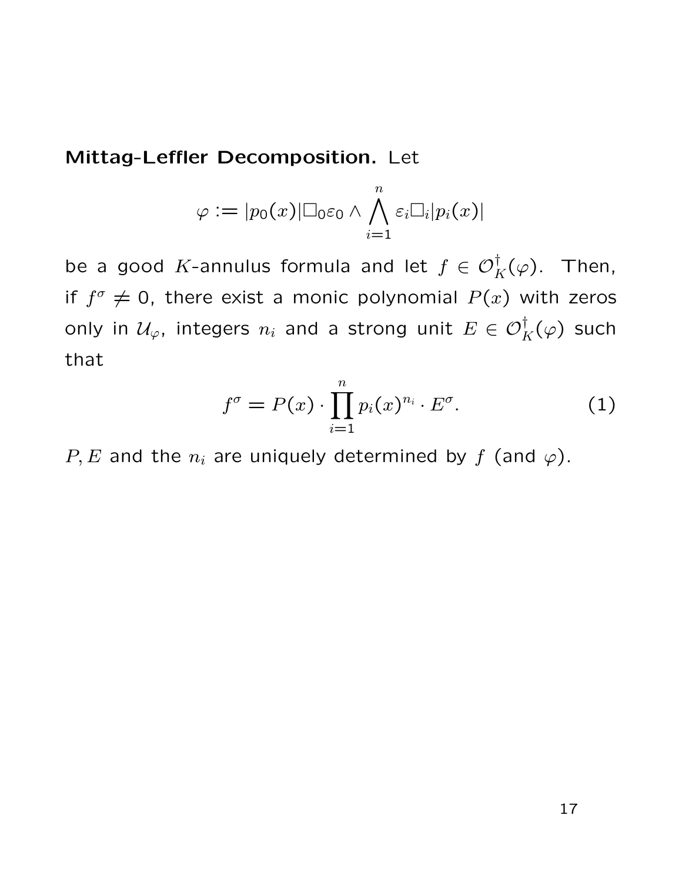**Mittag-Leffler Decomposition.** Let

$$\varphi := |p_0(x)|\square_0\varepsilon_0 \wedge \bigwedge_{i=1}^{n} \varepsilon_i\square_i|p_i(x)|$$

be a good $K$-annulus formula and let $f \in \mathcal{O}_K^\dagger(\varphi)$. Then, if $f^\sigma \neq 0$, there exist a monic polynomial $P(x)$ with zeros only in $\mathcal{U}_\varphi$, integers $n_i$ and a strong unit $E \in \mathcal{O}_K^\dagger(\varphi)$ such that

$$f^\sigma = P(x) \cdot \prod_{i=1}^{n} p_i(x)^{n_i} \cdot E^\sigma. \tag{1}$$

$P, E$ and the $n_i$ are uniquely determined by $f$ (and $\varphi$).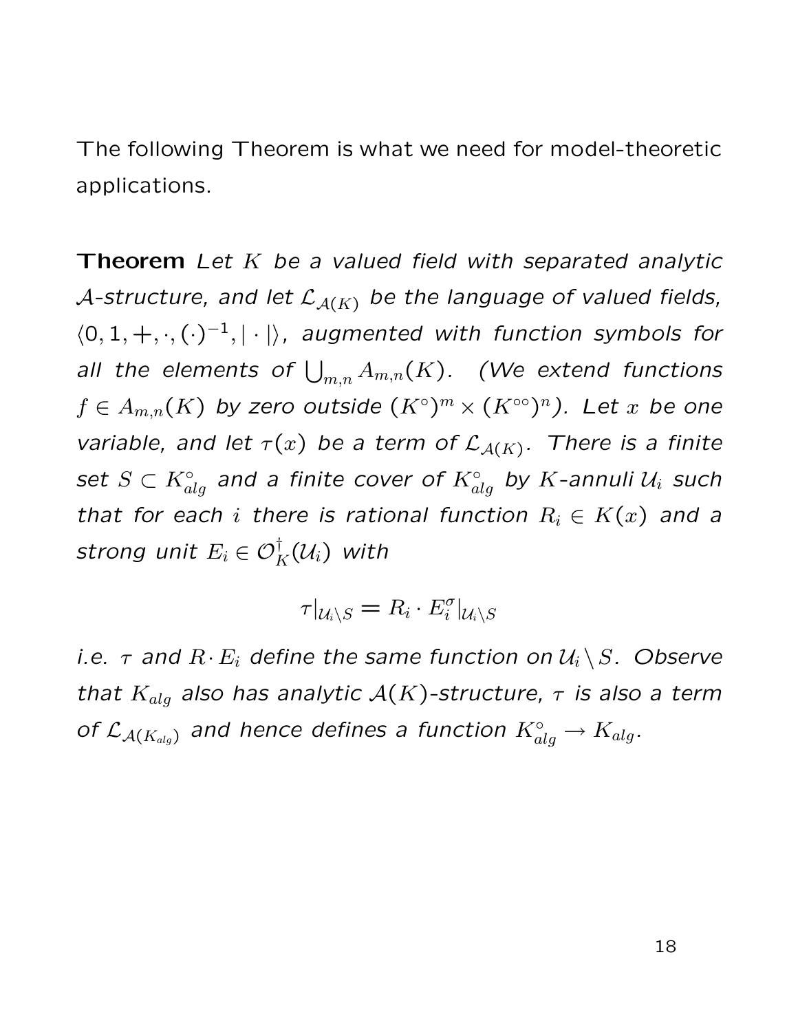The following Theorem is what we need for model-theoretic applications.

**Theorem** *Let $K$ be a valued field with separated analytic $\mathcal{A}$-structure, and let $\mathcal{L}_{\mathcal{A}(K)}$ be the language of valued fields, $\langle 0, 1, +, \cdot, (\cdot)^{-1}, |\cdot| \rangle$, augmented with function symbols for all the elements of $\bigcup_{m,n} A_{m,n}(K)$. (We extend functions $f \in A_{m,n}(K)$ by zero outside $(K^\circ)^m \times (K^{\circ\circ})^n$). Let $x$ be one variable, and let $\tau(x)$ be a term of $\mathcal{L}_{\mathcal{A}(K)}$. There is a finite set $S \subset K_{alg}^\circ$ and a finite cover of $K_{alg}^\circ$ by $K$-annuli $\mathcal{U}_i$ such that for each $i$ there is rational function $R_i \in K(x)$ and a strong unit $E_i \in \mathcal{O}_K^\dagger(\mathcal{U}_i)$ with*

$$\tau|_{\mathcal{U}_i \setminus S} = R_i \cdot E_i^\sigma|_{\mathcal{U}_i \setminus S}$$

*i.e. $\tau$ and $R \cdot E_i$ define the same function on $\mathcal{U}_i \setminus S$. Observe that $K_{alg}$ also has analytic $\mathcal{A}(K)$-structure, $\tau$ is also a term of $\mathcal{L}_{\mathcal{A}(K_{alg})}$ and hence defines a function $K_{alg}^\circ \to K_{alg}$.*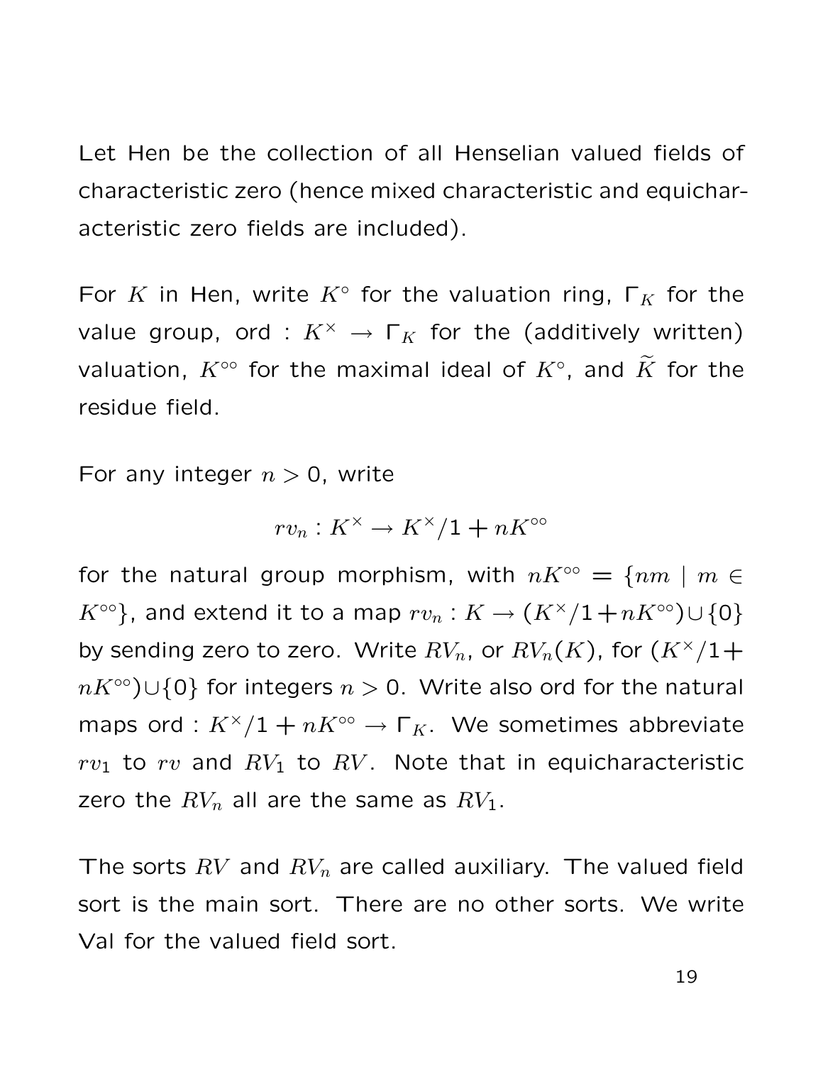Let Hen be the collection of all Henselian valued fields of characteristic zero (hence mixed characteristic and equicharacteristic zero fields are included).

For $K$ in Hen, write $K^\circ$ for the valuation ring, $\Gamma_K$ for the value group, ord : $K^\times \to \Gamma_K$ for the (additively written) valuation, $K^{\circ\circ}$ for the maximal ideal of $K^\circ$, and $\widetilde{K}$ for the residue field.

For any integer $n > 0$, write

$$rv_n : K^\times \to K^\times/1 + nK^{\circ\circ}$$

for the natural group morphism, with $nK^{\circ\circ} = \{nm \mid m \in K^{\circ\circ}\}$, and extend it to a map $rv_n : K \to (K^\times/1+nK^{\circ\circ}) \cup \{0\}$ by sending zero to zero. Write $RV_n$, or $RV_n(K)$, for $(K^\times/1+nK^{\circ\circ}) \cup \{0\}$ for integers $n > 0$. Write also ord for the natural maps ord : $K^\times/1 + nK^{\circ\circ} \to \Gamma_K$. We sometimes abbreviate $rv_1$ to $rv$ and $RV_1$ to $RV$. Note that in equicharacteristic zero the $RV_n$ all are the same as $RV_1$.

The sorts $RV$ and $RV_n$ are called auxiliary. The valued field sort is the main sort. There are no other sorts. We write Val for the valued field sort.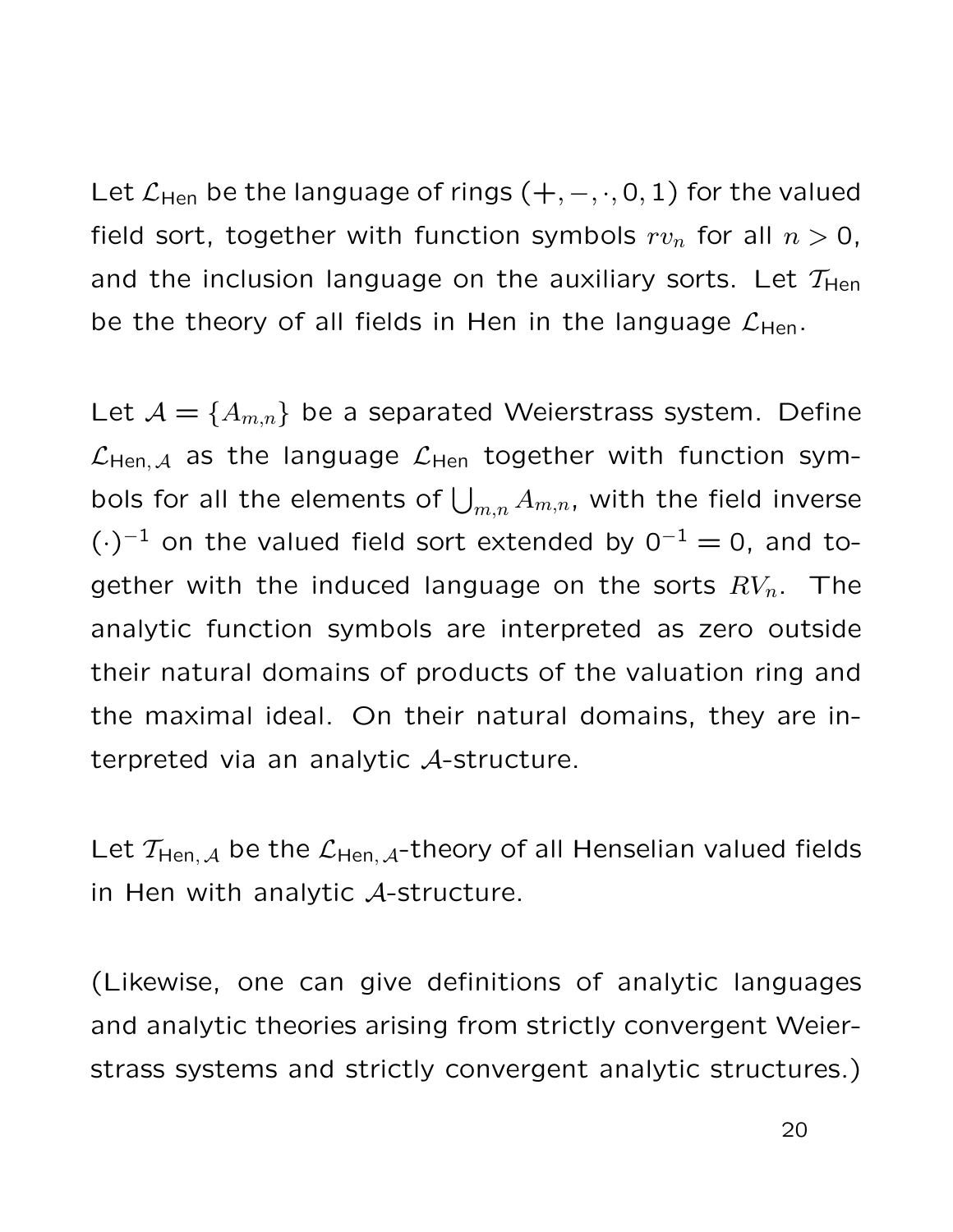Let $\mathcal{L}_{\mathsf{Hen}}$ be the language of rings $(+,-,\cdot,0,1)$ for the valued field sort, together with function symbols $rv_n$ for all $n>0$, and the inclusion language on the auxiliary sorts. Let $\mathcal{T}_{\mathsf{Hen}}$ be the theory of all fields in Hen in the language $\mathcal{L}_{\mathsf{Hen}}$.

Let $\mathcal{A}=\{A_{m,n}\}$ be a separated Weierstrass system. Define $\mathcal{L}_{\mathsf{Hen},\mathcal{A}}$ as the language $\mathcal{L}_{\mathsf{Hen}}$ together with function symbols for all the elements of $\bigcup_{m,n} A_{m,n}$, with the field inverse $(\cdot)^{-1}$ on the valued field sort extended by $0^{-1}=0$, and together with the induced language on the sorts $RV_n$. The analytic function symbols are interpreted as zero outside their natural domains of products of the valuation ring and the maximal ideal. On their natural domains, they are interpreted via an analytic $\mathcal{A}$-structure.

Let $\mathcal{T}_{\mathsf{Hen},\mathcal{A}}$ be the $\mathcal{L}_{\mathsf{Hen},\mathcal{A}}$-theory of all Henselian valued fields in Hen with analytic $\mathcal{A}$-structure.

(Likewise, one can give definitions of analytic languages and analytic theories arising from strictly convergent Weierstrass systems and strictly convergent analytic structures.)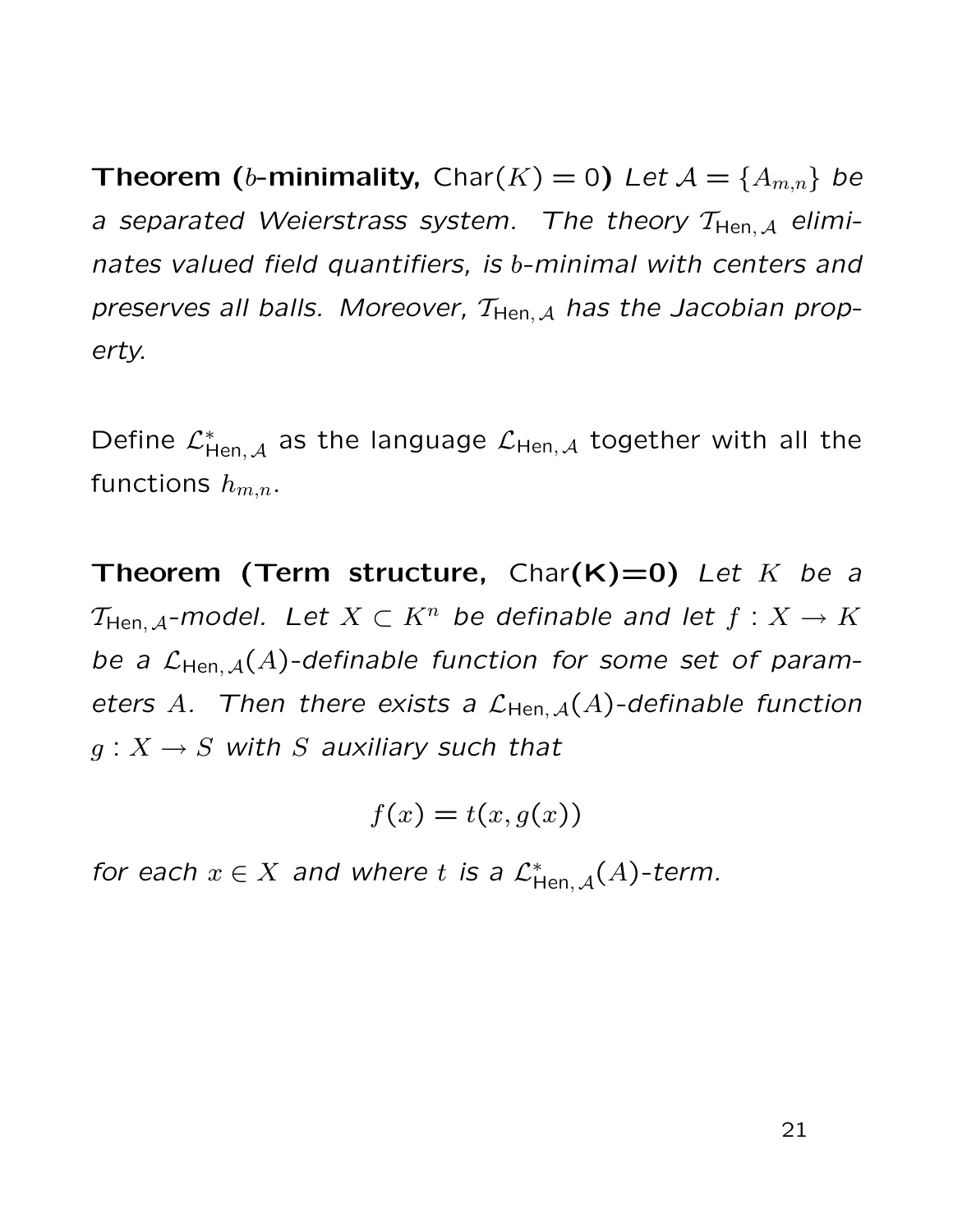**Theorem ($b$-minimality,** $\mathrm{Char}(K) = 0$**)** *Let $\mathcal{A} = \{A_{m,n}\}$ be a separated Weierstrass system. The theory $\mathcal{T}_{\mathrm{Hen},\mathcal{A}}$ eliminates valued field quantifiers, is $b$-minimal with centers and preserves all balls. Moreover, $\mathcal{T}_{\mathrm{Hen},\mathcal{A}}$ has the Jacobian property.*

Define $\mathcal{L}^*_{\mathrm{Hen},\mathcal{A}}$ as the language $\mathcal{L}_{\mathrm{Hen},\mathcal{A}}$ together with all the functions $h_{m,n}$.

**Theorem (Term structure,** $\mathrm{Char}$**(K)=0)** *Let $K$ be a $\mathcal{T}_{\mathrm{Hen},\mathcal{A}}$-model. Let $X \subset K^n$ be definable and let $f : X \to K$ be a $\mathcal{L}_{\mathrm{Hen},\mathcal{A}}(A)$-definable function for some set of parameters $A$. Then there exists a $\mathcal{L}_{\mathrm{Hen},\mathcal{A}}(A)$-definable function $g : X \to S$ with $S$ auxiliary such that*

$$f(x) = t(x, g(x))$$

*for each $x \in X$ and where $t$ is a $\mathcal{L}^*_{\mathrm{Hen},\mathcal{A}}(A)$-term.*